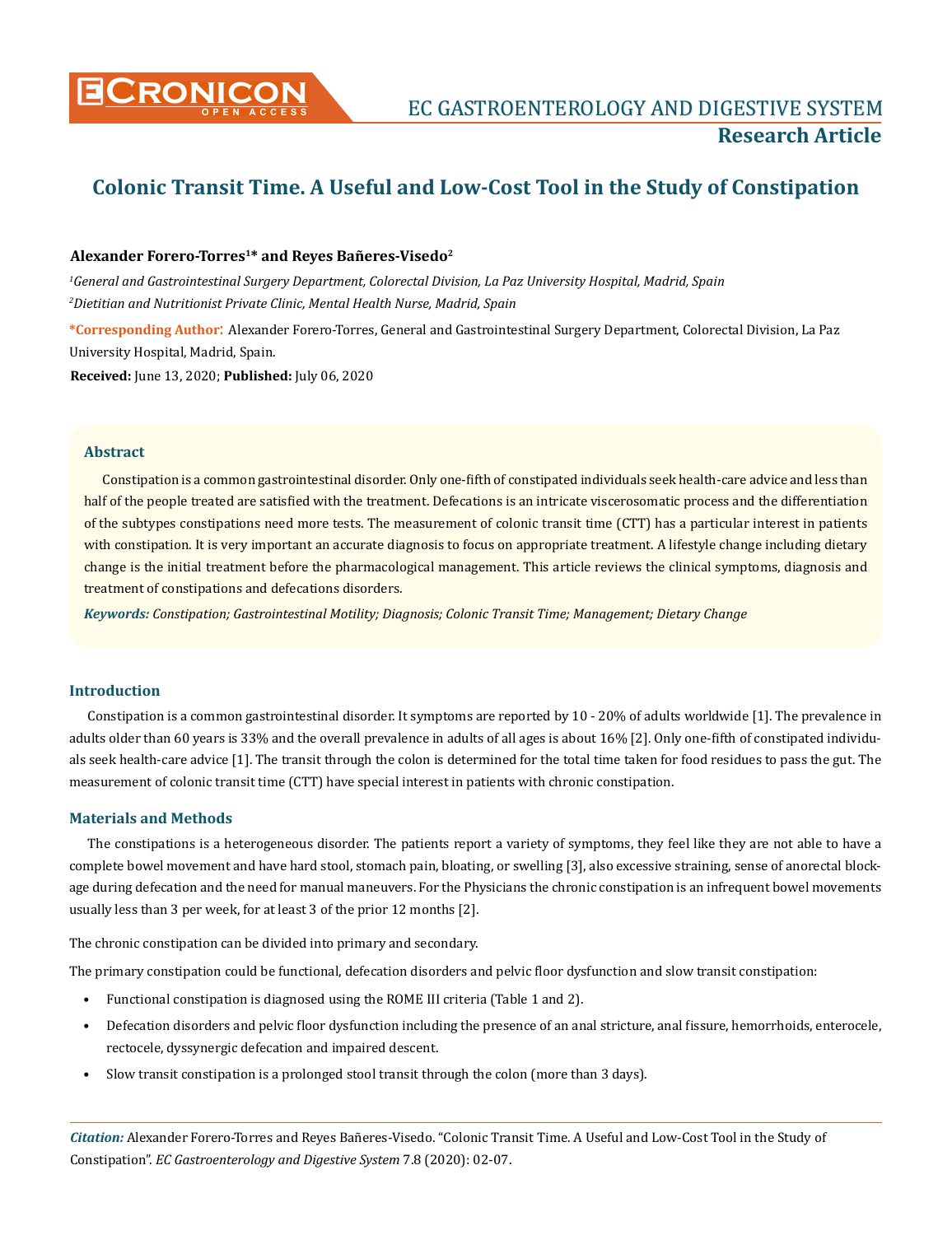# Colonic Transit Time. A Useful and Low-Cost Tool in the Study of Constipation

**Alexander Forero-Torres[1]* and Reyes Bañeres-Visedo[2]**

*[1]General and Gastrointestinal Surgery Department, Colorectal Division, La Paz University Hospital, Madrid, Spain*

*[2]Dietitian and Nutritionist Private Clinic, Mental Health Nurse, Madrid, Spain*

**\*Corresponding Author:** Alexander Forero-Torres, General and Gastrointestinal Surgery Department, Colorectal Division, La Paz University Hospital, Madrid, Spain.

**Received:** June 13, 2020; **Published:** July 06, 2020

## Abstract

Constipation is a common gastrointestinal disorder. Only one-fifth of constipated individuals seek health-care advice and less than half of the people treated are satisfied with the treatment. Defecations is an intricate viscerosomatic process and the differentiation of the subtypes constipations need more tests. The measurement of colonic transit time (CTT) has a particular interest in patients with constipation. It is very important an accurate diagnosis to focus on appropriate treatment. A lifestyle change including dietary change is the initial treatment before the pharmacological management. This article reviews the clinical symptoms, diagnosis and treatment of constipations and defecations disorders.

***Keywords:*** *Constipation; Gastrointestinal Motility; Diagnosis; Colonic Transit Time; Management; Dietary Change*

## Introduction

Constipation is a common gastrointestinal disorder. It symptoms are reported by 10 - 20% of adults worldwide [1]. The prevalence in adults older than 60 years is 33% and the overall prevalence in adults of all ages is about 16% [2]. Only one-fifth of constipated individuals seek health-care advice [1]. The transit through the colon is determined for the total time taken for food residues to pass the gut. The measurement of colonic transit time (CTT) have special interest in patients with chronic constipation.

## Materials and Methods

The constipations is a heterogeneous disorder. The patients report a variety of symptoms, they feel like they are not able to have a complete bowel movement and have hard stool, stomach pain, bloating, or swelling [3], also excessive straining, sense of anorectal blockage during defecation and the need for manual maneuvers. For the Physicians the chronic constipation is an infrequent bowel movements usually less than 3 per week, for at least 3 of the prior 12 months [2].

The chronic constipation can be divided into primary and secondary.

The primary constipation could be functional, defecation disorders and pelvic floor dysfunction and slow transit constipation:

- Functional constipation is diagnosed using the ROME III criteria (Table 1 and 2).
- Defecation disorders and pelvic floor dysfunction including the presence of an anal stricture, anal fissure, hemorrhoids, enterocele, rectocele, dyssynergic defecation and impaired descent.
- Slow transit constipation is a prolonged stool transit through the colon (more than 3 days).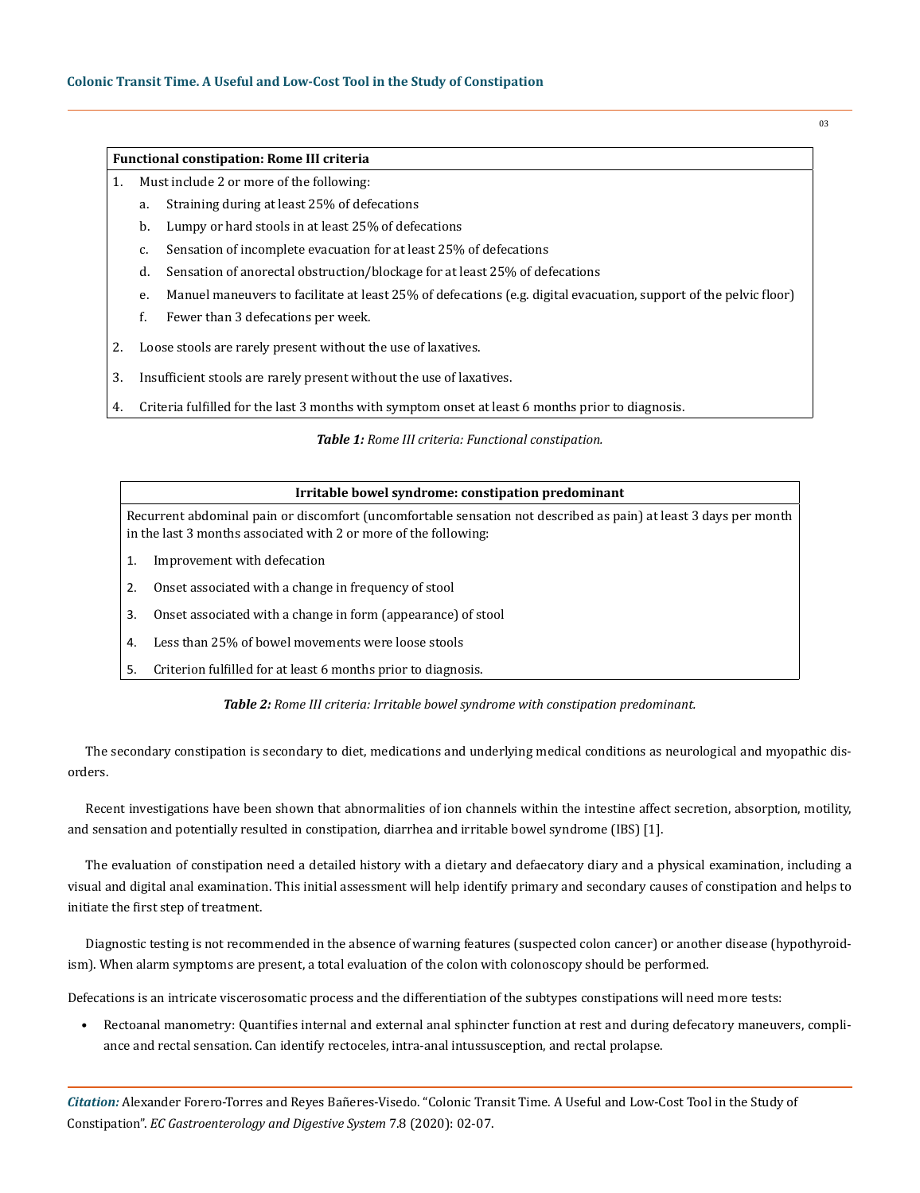| Functional constipation: Rome III criteria |
|---|
| 1. Must include 2 or more of the following: |
| a. Straining during at least 25% of defecations |
| b. Lumpy or hard stools in at least 25% of defecations |
| c. Sensation of incomplete evacuation for at least 25% of defecations |
| d. Sensation of anorectal obstruction/blockage for at least 25% of defecations |
| e. Manuel maneuvers to facilitate at least 25% of defecations (e.g. digital evacuation, support of the pelvic floor) |
| f. Fewer than 3 defecations per week. |
| 2. Loose stools are rarely present without the use of laxatives. |
| 3. Insufficient stools are rarely present without the use of laxatives. |
| 4. Criteria fulfilled for the last 3 months with symptom onset at least 6 months prior to diagnosis. |

***Table 1:*** *Rome III criteria: Functional constipation.*

| Irritable bowel syndrome: constipation predominant |
|---|
| Recurrent abdominal pain or discomfort (uncomfortable sensation not described as pain) at least 3 days per month in the last 3 months associated with 2 or more of the following: |
| 1. Improvement with defecation |
| 2. Onset associated with a change in frequency of stool |
| 3. Onset associated with a change in form (appearance) of stool |
| 4. Less than 25% of bowel movements were loose stools |
| 5. Criterion fulfilled for at least 6 months prior to diagnosis. |

***Table 2:*** *Rome III criteria: Irritable bowel syndrome with constipation predominant.*

The secondary constipation is secondary to diet, medications and underlying medical conditions as neurological and myopathic disorders.

Recent investigations have been shown that abnormalities of ion channels within the intestine affect secretion, absorption, motility, and sensation and potentially resulted in constipation, diarrhea and irritable bowel syndrome (IBS) [1].

The evaluation of constipation need a detailed history with a dietary and defaecatory diary and a physical examination, including a visual and digital anal examination. This initial assessment will help identify primary and secondary causes of constipation and helps to initiate the first step of treatment.

Diagnostic testing is not recommended in the absence of warning features (suspected colon cancer) or another disease (hypothyroidism). When alarm symptoms are present, a total evaluation of the colon with colonoscopy should be performed.

Defecations is an intricate viscerosomatic process and the differentiation of the subtypes constipations will need more tests:

- Rectoanal manometry: Quantifies internal and external anal sphincter function at rest and during defecatory maneuvers, compliance and rectal sensation. Can identify rectoceles, intra-anal intussusception, and rectal prolapse.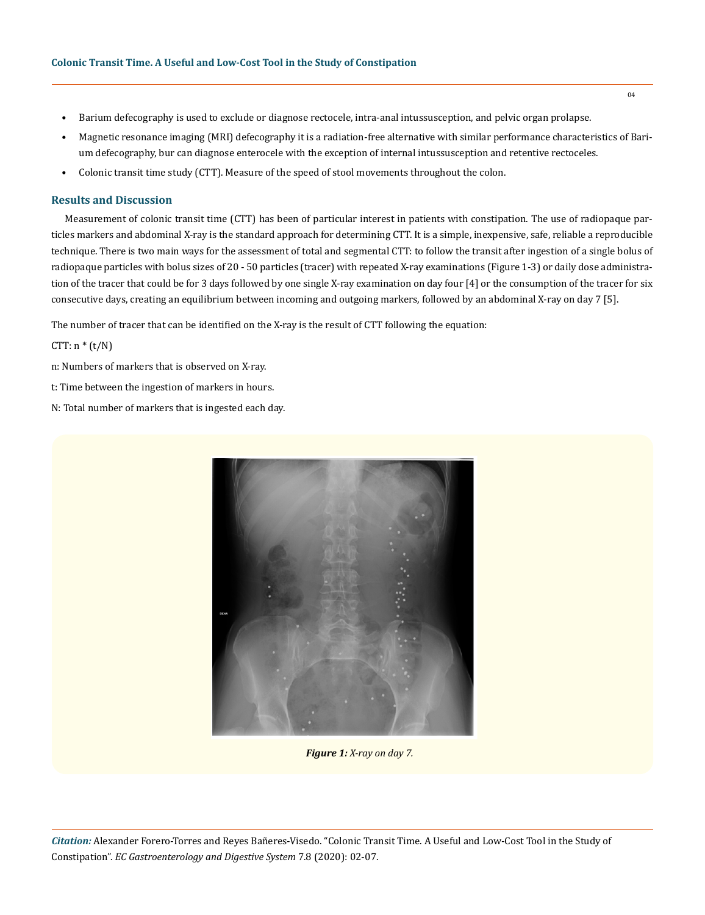- Barium defecography is used to exclude or diagnose rectocele, intra-anal intussusception, and pelvic organ prolapse.
- Magnetic resonance imaging (MRI) defecography it is a radiation-free alternative with similar performance characteristics of Barium defecography, bur can diagnose enterocele with the exception of internal intussusception and retentive rectoceles.
- Colonic transit time study (CTT). Measure of the speed of stool movements throughout the colon.

## Results and Discussion

Measurement of colonic transit time (CTT) has been of particular interest in patients with constipation. The use of radiopaque particles markers and abdominal X-ray is the standard approach for determining CTT. It is a simple, inexpensive, safe, reliable a reproducible technique. There is two main ways for the assessment of total and segmental CTT: to follow the transit after ingestion of a single bolus of radiopaque particles with bolus sizes of 20 - 50 particles (tracer) with repeated X-ray examinations (Figure 1-3) or daily dose administration of the tracer that could be for 3 days followed by one single X-ray examination on day four [4] or the consumption of the tracer for six consecutive days, creating an equilibrium between incoming and outgoing markers, followed by an abdominal X-ray on day 7 [5].

The number of tracer that can be identified on the X-ray is the result of CTT following the equation:

CTT: $n * (t/N)$

n: Numbers of markers that is observed on X-ray.

t: Time between the ingestion of markers in hours.

N: Total number of markers that is ingested each day.

***Figure 1:*** *X-ray on day 7.*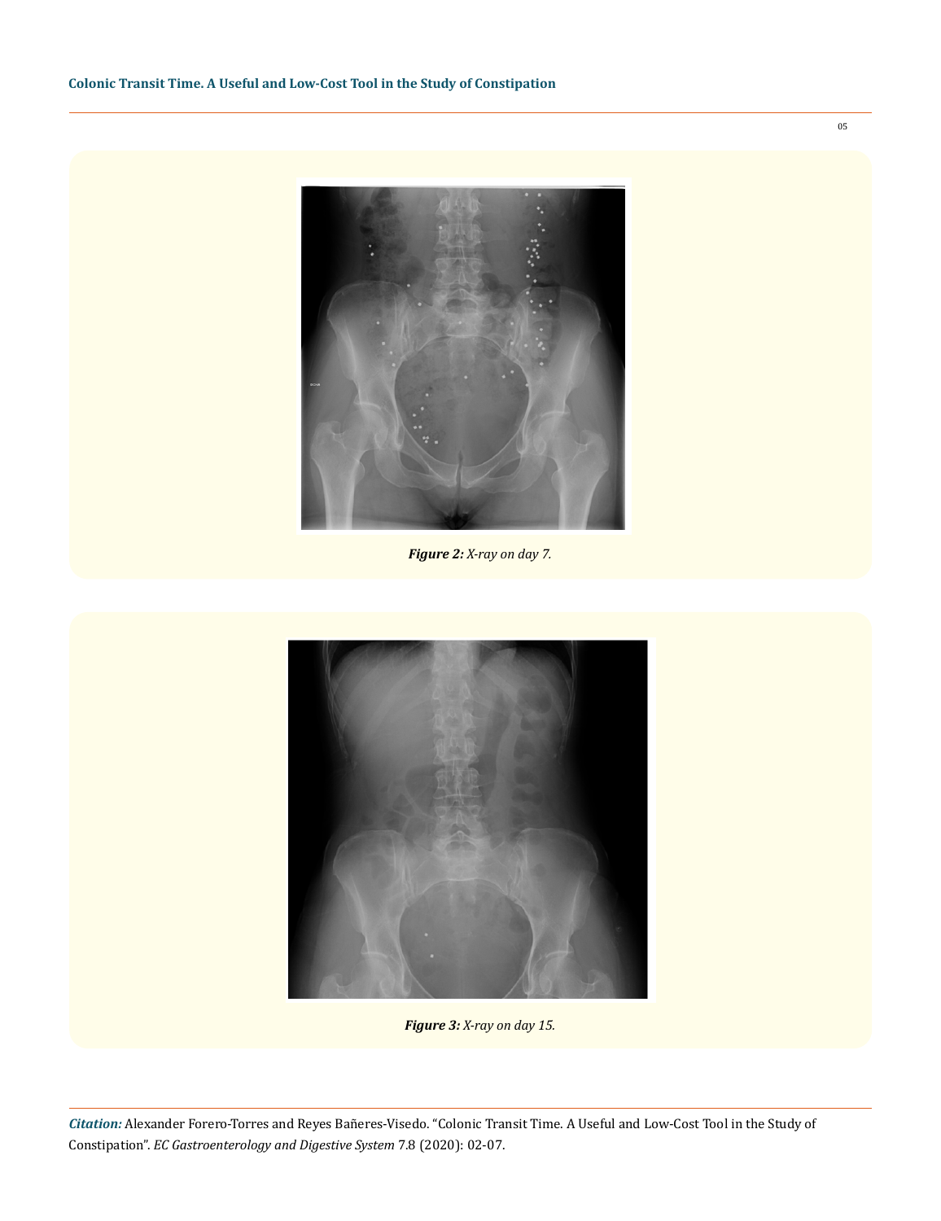*Figure 2: X-ray on day 7.*

*Figure 3: X-ray on day 15.*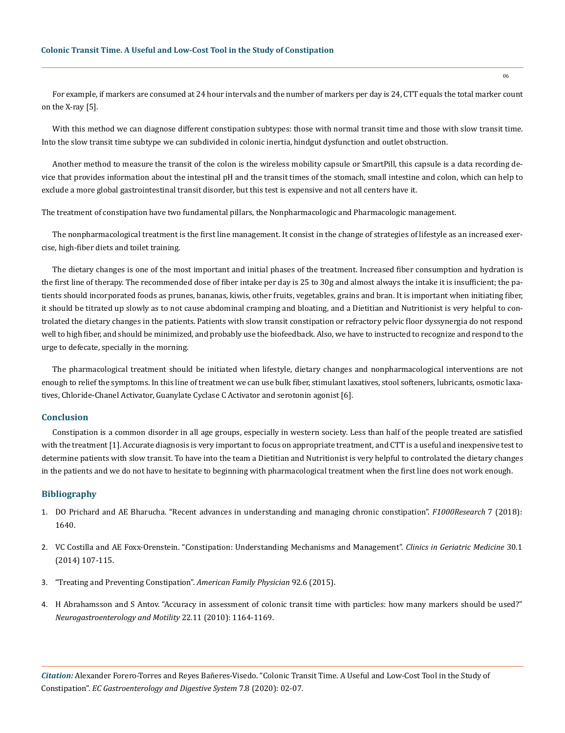For example, if markers are consumed at 24 hour intervals and the number of markers per day is 24, CTT equals the total marker count on the X-ray [5].

With this method we can diagnose different constipation subtypes: those with normal transit time and those with slow transit time. Into the slow transit time subtype we can subdivided in colonic inertia, hindgut dysfunction and outlet obstruction.

Another method to measure the transit of the colon is the wireless mobility capsule or SmartPill, this capsule is a data recording device that provides information about the intestinal pH and the transit times of the stomach, small intestine and colon, which can help to exclude a more global gastrointestinal transit disorder, but this test is expensive and not all centers have it.

The treatment of constipation have two fundamental pillars, the Nonpharmacologic and Pharmacologic management.

The nonpharmacological treatment is the first line management. It consist in the change of strategies of lifestyle as an increased exercise, high-fiber diets and toilet training.

The dietary changes is one of the most important and initial phases of the treatment. Increased fiber consumption and hydration is the first line of therapy. The recommended dose of fiber intake per day is 25 to 30g and almost always the intake it is insufficient; the patients should incorporated foods as prunes, bananas, kiwis, other fruits, vegetables, grains and bran. It is important when initiating fiber, it should be titrated up slowly as to not cause abdominal cramping and bloating, and a Dietitian and Nutritionist is very helpful to controlated the dietary changes in the patients. Patients with slow transit constipation or refractory pelvic floor dyssynergia do not respond well to high fiber, and should be minimized, and probably use the biofeedback. Also, we have to instructed to recognize and respond to the urge to defecate, specially in the morning.

The pharmacological treatment should be initiated when lifestyle, dietary changes and nonpharmacological interventions are not enough to relief the symptoms. In this line of treatment we can use bulk fiber, stimulant laxatives, stool softeners, lubricants, osmotic laxatives, Chloride-Chanel Activator, Guanylate Cyclase C Activator and serotonin agonist [6].

## Conclusion

Constipation is a common disorder in all age groups, especially in western society. Less than half of the people treated are satisfied with the treatment [1]. Accurate diagnosis is very important to focus on appropriate treatment, and CTT is a useful and inexpensive test to determine patients with slow transit. To have into the team a Dietitian and Nutritionist is very helpful to controlated the dietary changes in the patients and we do not have to hesitate to beginning with pharmacological treatment when the first line does not work enough.

## Bibliography

1. DO Prichard and AE Bharucha. "Recent advances in understanding and managing chronic constipation". *F1000Research* 7 (2018): 1640.
2. VC Costilla and AE Foxx-Orenstein. "Constipation: Understanding Mechanisms and Management". *Clinics in Geriatric Medicine* 30.1 (2014) 107-115.
3. "Treating and Preventing Constipation". *American Family Physician* 92.6 (2015).
4. H Abrahamsson and S Antov. "Accuracy in assessment of colonic transit time with particles: how many markers should be used?" *Neurogastroenterology and Motility* 22.11 (2010): 1164-1169.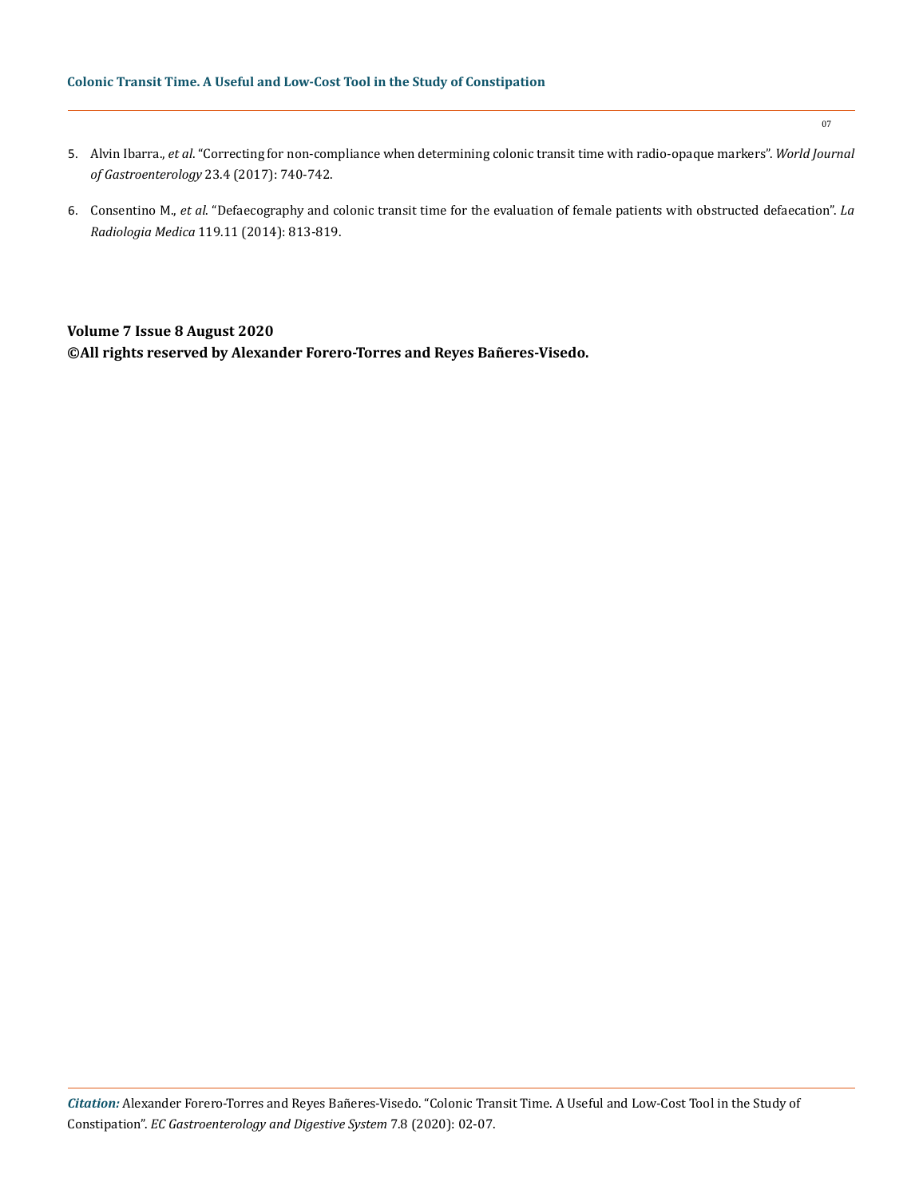5. Alvin Ibarra., *et al*. "Correcting for non-compliance when determining colonic transit time with radio-opaque markers". *World Journal of Gastroenterology* 23.4 (2017): 740-742.

6. Consentino M., *et al*. "Defaecography and colonic transit time for the evaluation of female patients with obstructed defaecation". *La Radiologia Medica* 119.11 (2014): 813-819.

**Volume 7 Issue 8 August 2020**
**©All rights reserved by Alexander Forero-Torres and Reyes Bañeres-Visedo.**